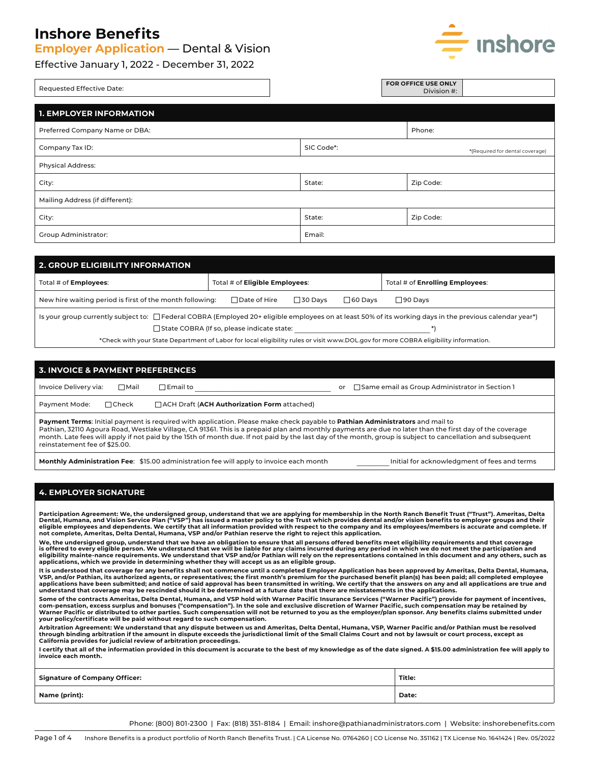# Inshore Benefits

## Employer Application — Dental & Vision

Effective January 1, 2022 - December 31, 2022

| Requested Effective Date: | | FOR OFFICE USE ONLY Division #: | |
|---|---|---|---|

## 1. EMPLOYER INFORMATION

| Preferred Company Name or DBA: | | Phone: |
|---|---|---|
| Company Tax ID: | SIC Code*: | *(Required for dental coverage) |
| Physical Address: | | |
| City: | State: | Zip Code: |
| Mailing Address (if different): | | |
| City: | State: | Zip Code: |
| Group Administrator: | Email: | |

## 2. GROUP ELIGIBILITY INFORMATION

| Total # of **Employees**: | Total # of **Eligible Employees**: | Total # of **Enrolling Employees**: |
|---|---|---|

New hire waiting period is first of the month following: ☐ Date of Hire ☐ 30 Days ☐ 60 Days ☐ 90 Days

Is your group currently subject to: ☐ Federal COBRA (Employed 20+ eligible employees on at least 50% of its working days in the previous calendar year*)
☐ State COBRA (If so, please indicate state: ________________________________ *)

*Check with your State Department of Labor for local eligibility rules or visit www.DOL.gov for more COBRA eligibility information.

## 3. INVOICE & PAYMENT PREFERENCES

Invoice Delivery via: ☐ Mail ☐ Email to ________________________________ or ☐ Same email as Group Administrator in Section 1

Payment Mode: ☐ Check ☐ ACH Draft (**ACH Authorization Form** attached)

**Payment Terms**: Initial payment is required with application. Please make check payable to **Pathian Administrators** and mail to Pathian, 32110 Agoura Road, Westlake Village, CA 91361. This is a prepaid plan and monthly payments are due no later than the first day of the coverage month. Late fees will apply if not paid by the 15th of month due. If not paid by the last day of the month, group is subject to cancellation and subsequent reinstatement fee of $25.00.

**Monthly Administration Fee**: $15.00 administration fee will apply to invoice each month ________ Initial for acknowledgment of fees and terms

## 4. EMPLOYER SIGNATURE

**Participation Agreement: We, the undersigned group, understand that we are applying for membership in the North Ranch Benefit Trust ("Trust"). Ameritas, Delta Dental, Humana, and Vision Service Plan ("VSP") has issued a master policy to the Trust which provides dental and/or vision benefits to employer groups and their eligible employees and dependents. We certify that all information provided with respect to the company and its employees/members is accurate and complete. If not complete, Ameritas, Delta Dental, Humana, VSP and/or Pathian reserve the right to reject this application.**

**We, the undersigned group, understand that we have an obligation to ensure that all persons offered benefits meet eligibility requirements and that coverage is offered to every eligible person. We understand that we will be liable for any claims incurred during any period in which we do not meet the participation and eligibility mainte-nance requirements. We understand that VSP and/or Pathian will rely on the representations contained in this document and any others, such as applications, which we provide in determining whether they will accept us as an eligible group.**

**It is understood that coverage for any benefits shall not commence until a completed Employer Application has been approved by Ameritas, Delta Dental, Humana, VSP, and/or Pathian, its authorized agents, or representatives; the first month's premium for the purchased benefit plan(s) has been paid; all completed employee applications have been submitted; and notice of said approval has been transmitted in writing. We certify that the answers on any and all applications are true and understand that coverage may be rescinded should it be determined at a future date that there are misstatements in the applications.**

**Some of the contracts Ameritas, Delta Dental, Humana, and VSP hold with Warner Pacific Insurance Services ("Warner Pacific") provide for payment of incentives, com-pensation, excess surplus and bonuses ("compensation"). In the sole and exclusive discretion of Warner Pacific, such compensation may be retained by Warner Pacific or distributed to other parties. Such compensation will not be returned to you as the employer/plan sponsor. Any benefits claims submitted under your policy/certificate will be paid without regard to such compensation.**

**Arbitration Agreement: We understand that any dispute between us and Ameritas, Delta Dental, Humana, VSP, Warner Pacific and/or Pathian must be resolved through binding arbitration if the amount in dispute exceeds the jurisdictional limit of the Small Claims Court and not by lawsuit or court process, except as California provides for judicial review of arbitration proceedings.**

**I certify that all of the information provided in this document is accurate to the best of my knowledge as of the date signed. A $15.00 administration fee will apply to invoice each month.**

| **Signature of Company Officer:** | **Title:** |
|---|---|
| **Name (print):** | **Date:** |

Phone: (800) 801-2300 | Fax: (818) 351-8184 | Email: inshore@pathianadministrators.com | Website: inshorebenefits.com

Inshore Benefits is a product portfolio of North Ranch Benefits Trust. | CA License No. 0764260 | CO License No. 351162 | TX License No. 1641424 | Rev. 05/2022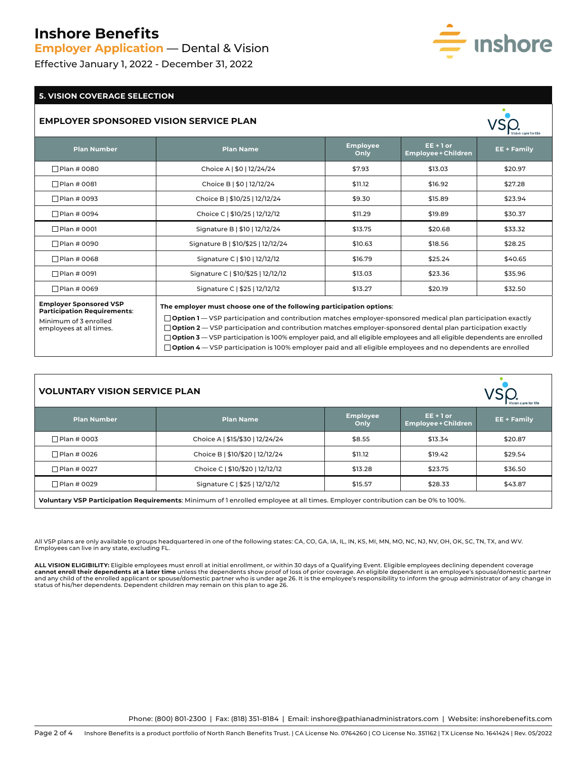# Inshore Benefits

## Employer Application — Dental & Vision

Effective January 1, 2022 - December 31, 2022

## 5. VISION COVERAGE SELECTION

### EMPLOYER SPONSORED VISION SERVICE PLAN

| Plan Number | Plan Name | Employee Only | EE + 1 or Employee + Children | EE + Family |
|---|---|---|---|---|
| ☐ Plan # 0080 | Choice A \| $0 \| 12/24/24 | $7.93 | $13.03 | $20.97 |
| ☐ Plan # 0081 | Choice B \| $0 \| 12/12/24 | $11.12 | $16.92 | $27.28 |
| ☐ Plan # 0093 | Choice B \| $10/25 \| 12/12/24 | $9.30 | $15.89 | $23.94 |
| ☐ Plan # 0094 | Choice C \| $10/25 \| 12/12/12 | $11.29 | $19.89 | $30.37 |
| ☐ Plan # 0001 | Signature B \| $10 \| 12/12/24 | $13.75 | $20.68 | $33.32 |
| ☐ Plan # 0090 | Signature B \| $10/$25 \| 12/12/24 | $10.63 | $18.56 | $28.25 |
| ☐ Plan # 0068 | Signature C \| $10 \| 12/12/12 | $16.79 | $25.24 | $40.65 |
| ☐ Plan # 0091 | Signature C \| $10/$25 \| 12/12/12 | $13.03 | $23.36 | $35.96 |
| ☐ Plan # 0069 | Signature C \| $25 \| 12/12/12 | $13.27 | $20.19 | $32.50 |

**Employer Sponsored VSP Participation Requirements**: Minimum of 3 enrolled employees at all times.

**The employer must choose one of the following participation options**:

- ☐ **Option 1** — VSP participation and contribution matches employer-sponsored medical plan participation exactly
- ☐ **Option 2** — VSP participation and contribution matches employer-sponsored dental plan participation exactly
- ☐ **Option 3** — VSP participation is 100% employer paid, and all eligible employees and all eligible dependents are enrolled
- ☐ **Option 4** — VSP participation is 100% employer paid and all eligible employees and no dependents are enrolled

### VOLUNTARY VISION SERVICE PLAN

| Plan Number | Plan Name | Employee Only | EE + 1 or Employee + Children | EE + Family |
|---|---|---|---|---|
| ☐ Plan # 0003 | Choice A \| $15/$30 \| 12/24/24 | $8.55 | $13.34 | $20.87 |
| ☐ Plan # 0026 | Choice B \| $10/$20 \| 12/12/24 | $11.12 | $19.42 | $29.54 |
| ☐ Plan # 0027 | Choice C \| $10/$20 \| 12/12/12 | $13.28 | $23.75 | $36.50 |
| ☐ Plan # 0029 | Signature C \| $25 \| 12/12/12 | $15.57 | $28.33 | $43.87 |

**Voluntary VSP Participation Requirements**: Minimum of 1 enrolled employee at all times. Employer contribution can be 0% to 100%.

All VSP plans are only available to groups headquartered in one of the following states: CA, CO, GA, IA, IL, IN, KS, MI, MN, MO, NC, NJ, NV, OH, OK, SC, TN, TX, and WV. Employees can live in any state, excluding FL.

**ALL VISION ELIGIBILITY:** Eligible employees must enroll at initial enrollment, or within 30 days of a Qualifying Event. Eligible employees declining dependent coverage **cannot enroll their dependents at a later time** unless the dependents show proof of loss of prior coverage. An eligible dependent is an employee's spouse/domestic partner and any child of the enrolled applicant or spouse/domestic partner who is under age 26. It is the employee's responsibility to inform the group administrator of any change in status of his/her dependents. Dependent children may remain on this plan to age 26.

Phone: (800) 801-2300 | Fax: (818) 351-8184 | Email: inshore@pathianadministrators.com | Website: inshorebenefits.com

Inshore Benefits is a product portfolio of North Ranch Benefits Trust. | CA License No. 0764260 | CO License No. 351162 | TX License No. 1641424 | Rev. 05/2022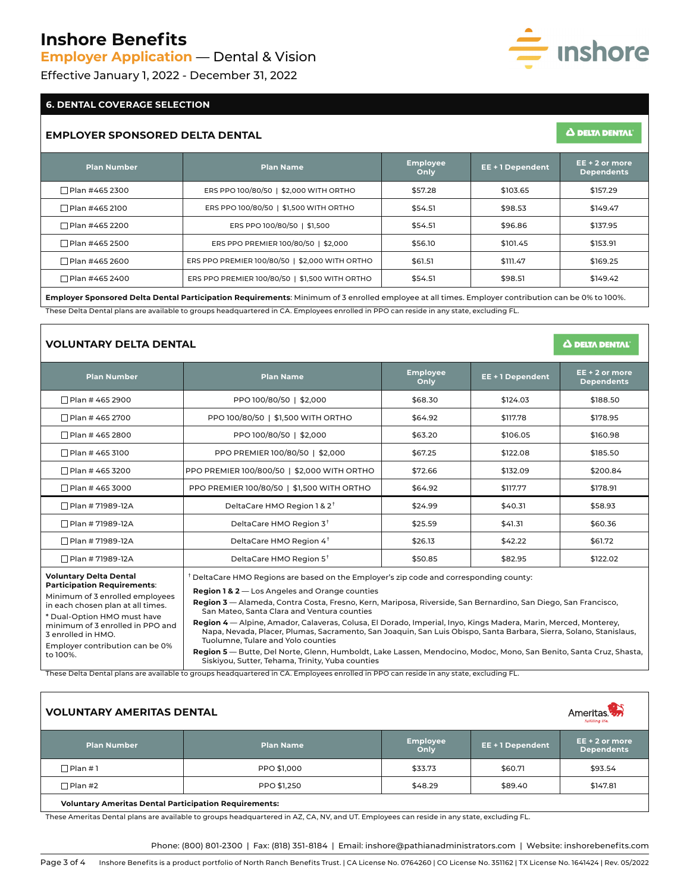# Inshore Benefits

## Employer Application — Dental & Vision

Effective January 1, 2022 - December 31, 2022

## 6. DENTAL COVERAGE SELECTION

### EMPLOYER SPONSORED DELTA DENTAL

| Plan Number | Plan Name | Employee Only | EE + 1 Dependent | EE + 2 or more Dependents |
|---|---|---|---|---|
| ☐ Plan #465 2300 | ERS PPO 100/80/50 \| $2,000 WITH ORTHO | $57.28 | $103.65 | $157.29 |
| ☐ Plan #465 2100 | ERS PPO 100/80/50 \| $1,500 WITH ORTHO | $54.51 | $98.53 | $149.47 |
| ☐ Plan #465 2200 | ERS PPO 100/80/50 \| $1,500 | $54.51 | $96.86 | $137.95 |
| ☐ Plan #465 2500 | ERS PPO PREMIER 100/80/50 \| $2,000 | $56.10 | $101.45 | $153.91 |
| ☐ Plan #465 2600 | ERS PPO PREMIER 100/80/50 \| $2,000 WITH ORTHO | $61.51 | $111.47 | $169.25 |
| ☐ Plan #465 2400 | ERS PPO PREMIER 100/80/50 \| $1,500 WITH ORTHO | $54.51 | $98.51 | $149.42 |

**Employer Sponsored Delta Dental Participation Requirements**: Minimum of 3 enrolled employee at all times. Employer contribution can be 0% to 100%.

These Delta Dental plans are available to groups headquartered in CA. Employees enrolled in PPO can reside in any state, excluding FL.

### VOLUNTARY DELTA DENTAL

| Plan Number | Plan Name | Employee Only | EE + 1 Dependent | EE + 2 or more Dependents |
|---|---|---|---|---|
| ☐ Plan # 465 2900 | PPO 100/80/50 \| $2,000 | $68.30 | $124.03 | $188.50 |
| ☐ Plan # 465 2700 | PPO 100/80/50 \| $1,500 WITH ORTHO | $64.92 | $117.78 | $178.95 |
| ☐ Plan # 465 2800 | PPO 100/80/50 \| $2,000 | $63.20 | $106.05 | $160.98 |
| ☐ Plan # 465 3100 | PPO PREMIER 100/80/50 \| $2,000 | $67.25 | $122.08 | $185.50 |
| ☐ Plan # 465 3200 | PPO PREMIER 100/800/50 \| $2,000 WITH ORTHO | $72.66 | $132.09 | $200.84 |
| ☐ Plan # 465 3000 | PPO PREMIER 100/80/50 \| $1,500 WITH ORTHO | $64.92 | $117.77 | $178.91 |
| ☐ Plan # 71989-12A | DeltaCare HMO Region 1 & 2† | $24.99 | $40.31 | $58.93 |
| ☐ Plan # 71989-12A | DeltaCare HMO Region 3† | $25.59 | $41.31 | $60.36 |
| ☐ Plan # 71989-12A | DeltaCare HMO Region 4† | $26.13 | $42.22 | $61.72 |
| ☐ Plan # 71989-12A | DeltaCare HMO Region 5† | $50.85 | $82.95 | $122.02 |

**Voluntary Delta Dental Participation Requirements**:

Minimum of 3 enrolled employees in each chosen plan at all times.

* Dual-Option HMO must have minimum of 3 enrolled in PPO and 3 enrolled in HMO.

Employer contribution can be 0% to 100%.

† DeltaCare HMO Regions are based on the Employer's zip code and corresponding county:

**Region 1 & 2** — Los Angeles and Orange counties

**Region 3** — Alameda, Contra Costa, Fresno, Kern, Mariposa, Riverside, San Bernardino, San Diego, San Francisco, San Mateo, Santa Clara and Ventura counties

**Region 4** — Alpine, Amador, Calaveras, Colusa, El Dorado, Imperial, Inyo, Kings Madera, Marin, Merced, Monterey, Napa, Nevada, Placer, Plumas, Sacramento, San Joaquin, San Luis Obispo, Santa Barbara, Sierra, Solano, Stanislaus, Tuolumne, Tulare and Yolo counties

**Region 5** — Butte, Del Norte, Glenn, Humboldt, Lake Lassen, Mendocino, Modoc, Mono, San Benito, Santa Cruz, Shasta, Siskiyou, Sutter, Tehama, Trinity, Yuba counties

These Delta Dental plans are available to groups headquartered in CA. Employees enrolled in PPO can reside in any state, excluding FL.

### VOLUNTARY AMERITAS DENTAL

| Plan Number | Plan Name | Employee Only | EE + 1 Dependent | EE + 2 or more Dependents |
|---|---|---|---|---|
| ☐ Plan # 1 | PPO $1,000 | $33.73 | $60.71 | $93.54 |
| ☐ Plan #2 | PPO $1,250 | $48.29 | $89.40 | $147.81 |

**Voluntary Ameritas Dental Participation Requirements:**

These Ameritas Dental plans are available to groups headquartered in AZ, CA, NV, and UT. Employees can reside in any state, excluding FL.

Phone: (800) 801-2300 | Fax: (818) 351-8184 | Email: inshore@pathianadministrators.com | Website: inshorebenefits.com

Inshore Benefits is a product portfolio of North Ranch Benefits Trust. | CA License No. 0764260 | CO License No. 351162 | TX License No. 1641424 | Rev. 05/2022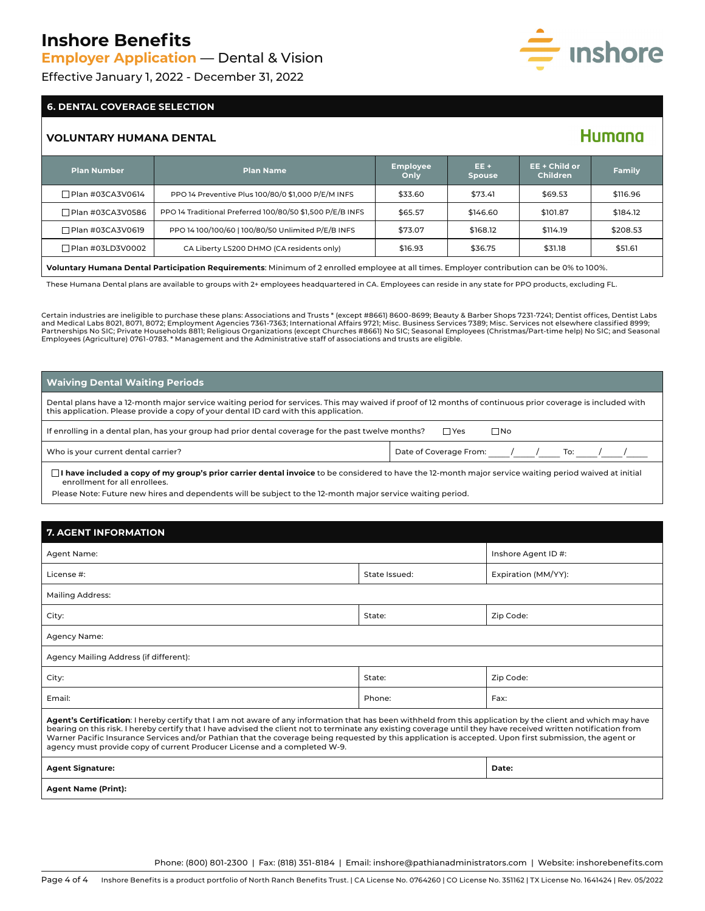# Inshore Benefits

## Employer Application — Dental & Vision

Effective January 1, 2022 - December 31, 2022

## 6. DENTAL COVERAGE SELECTION

### VOLUNTARY HUMANA DENTAL

Humana

| Plan Number | Plan Name | Employee Only | EE + Spouse | EE + Child or Children | Family |
|---|---|---|---|---|---|
| ☐ Plan #03CA3V0614 | PPO 14 Preventive Plus 100/80/0 $1,000 P/E/M INFS | $33.60 | $73.41 | $69.53 | $116.96 |
| ☐ Plan #03CA3V0586 | PPO 14 Traditional Preferred 100/80/50 $1,500 P/E/B INFS | $65.57 | $146.60 | $101.87 | $184.12 |
| ☐ Plan #03CA3V0619 | PPO 14 100/100/60 \| 100/80/50 Unlimited P/E/B INFS | $73.07 | $168.12 | $114.19 | $208.53 |
| ☐ Plan #03LD3V0002 | CA Liberty LS200 DHMO (CA residents only) | $16.93 | $36.75 | $31.18 | $51.61 |

**Voluntary Humana Dental Participation Requirements**: Minimum of 2 enrolled employee at all times. Employer contribution can be 0% to 100%.

These Humana Dental plans are available to groups with 2+ employees headquartered in CA. Employees can reside in any state for PPO products, excluding FL.

Certain industries are ineligible to purchase these plans: Associations and Trusts * (except #8661) 8600-8699; Beauty & Barber Shops 7231-7241; Dentist offices, Dentist Labs and Medical Labs 8021, 8071, 8072; Employment Agencies 7361-7363; International Affairs 9721; Misc. Business Services 7389; Misc. Services not elsewhere classified 8999; Partnerships No SIC; Private Households 8811; Religious Organizations (except Churches #8661) No SIC; Seasonal Employees (Christmas/Part-time help) No SIC; and Seasonal Employees (Agriculture) 0761-0783. * Management and the Administrative staff of associations and trusts are eligible.

### Waiving Dental Waiting Periods

Dental plans have a 12-month major service waiting period for services. This may waived if proof of 12 months of continuous prior coverage is included with this application. Please provide a copy of your dental ID card with this application.

If enrolling in a dental plan, has your group had prior dental coverage for the past twelve months? ☐ Yes ☐ No

Who is your current dental carrier? Date of Coverage From: ____/____/____ To: ____/____/____

☐ **I have included a copy of my group's prior carrier dental invoice** to be considered to have the 12-month major service waiting period waived at initial enrollment for all enrollees.

Please Note: Future new hires and dependents will be subject to the 12-month major service waiting period.

## 7. AGENT INFORMATION

| | | |
|---|---|---|
| Agent Name: | | Inshore Agent ID #: |
| License #: | State Issued: | Expiration (MM/YY): |
| Mailing Address: | | |
| City: | State: | Zip Code: |
| Agency Name: | | |
| Agency Mailing Address (if different): | | |
| City: | State: | Zip Code: |
| Email: | Phone: | Fax: |

**Agent's Certification**: I hereby certify that I am not aware of any information that has been withheld from this application by the client and which may have bearing on this risk. I hereby certify that I have advised the client not to terminate any existing coverage until they have received written notification from Warner Pacific Insurance Services and/or Pathian that the coverage being requested by this application is accepted. Upon first submission, the agent or agency must provide copy of current Producer License and a completed W-9.

**Agent Signature:** **Date:**

**Agent Name (Print):**

Phone: (800) 801-2300 | Fax: (818) 351-8184 | Email: inshore@pathianadministrators.com | Website: inshorebenefits.com

Inshore Benefits is a product portfolio of North Ranch Benefits Trust. | CA License No. 0764260 | CO License No. 351162 | TX License No. 1641424 | Rev. 05/2022